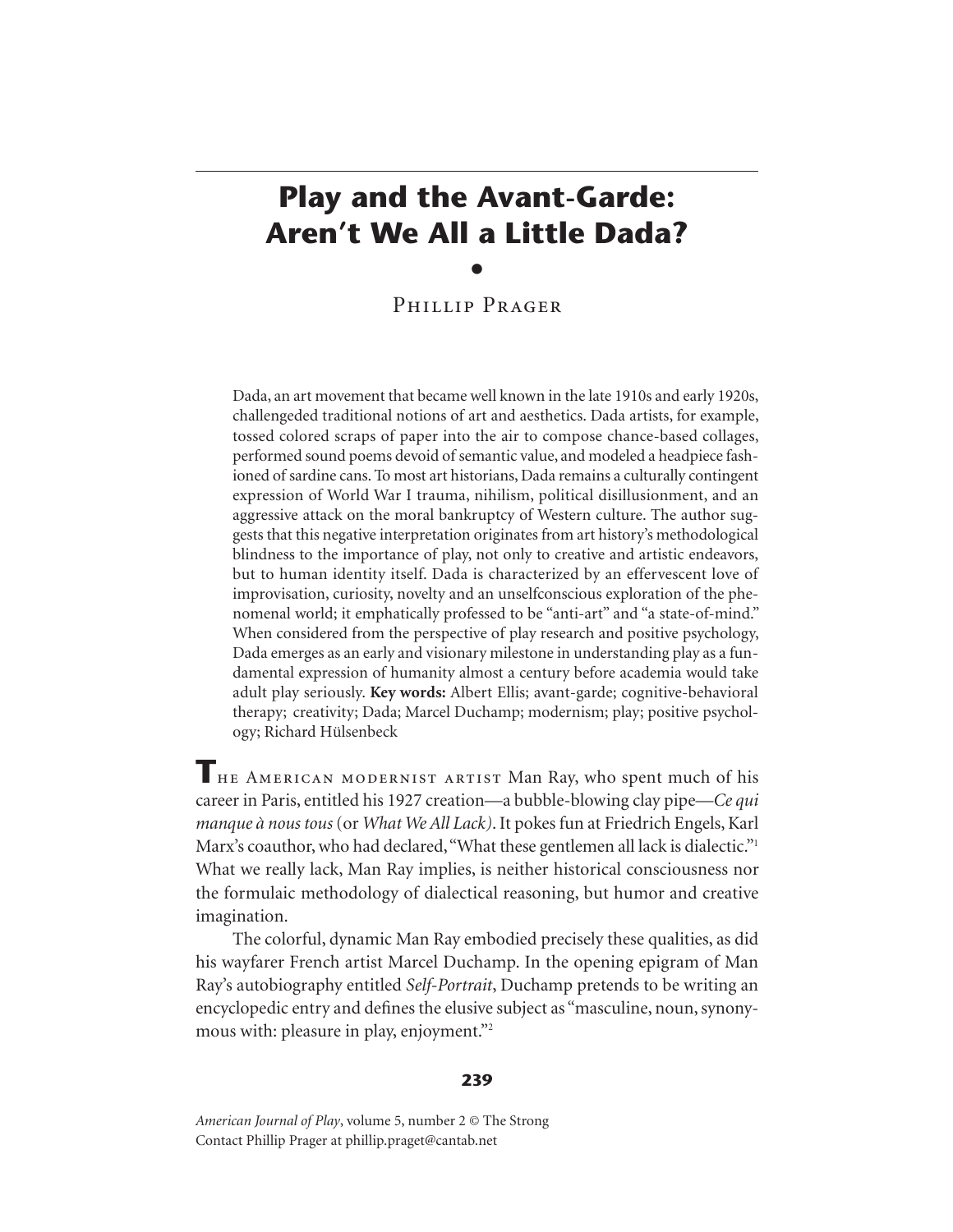# Play and the Avant-Garde: Aren't We All a Little Dada?

•

Phillip Prager

Dada, an art movement that became well known in the late 1910s and early 1920s, challengeded traditional notions of art and aesthetics. Dada artists, for example, tossed colored scraps of paper into the air to compose chance-based collages, performed sound poems devoid of semantic value, and modeled a headpiece fashioned of sardine cans. To most art historians, Dada remains a culturally contingent expression of World War I trauma, nihilism, political disillusionment, and an aggressive attack on the moral bankruptcy of Western culture. The author suggests that this negative interpretation originates from art history's methodological blindness to the importance of play, not only to creative and artistic endeavors, but to human identity itself. Dada is characterized by an effervescent love of improvisation, curiosity, novelty and an unselfconscious exploration of the phenomenal world; it emphatically professed to be "anti-art" and "a state-of-mind." When considered from the perspective of play research and positive psychology, Dada emerges as an early and visionary milestone in understanding play as a fundamental expression of humanity almost a century before academia would take adult play seriously. **Key words:** Albert Ellis; avant-garde; cognitive-behavioral therapy; creativity; Dada; Marcel Duchamp; modernism; play; positive psychology; Richard Hülsenbeck

The American modernist artist Man Ray, who spent much of his career in Paris, entitled his 1927 creation—a bubble-blowing clay pipe—*Ce qui manque à nous tous* (or *What We All Lack*). It pokes fun at Friedrich Engels, Karl Marx's coauthor, who had declared, "What these gentlemen all lack is dialectic."[1] What we really lack, Man Ray implies, is neither historical consciousness nor the formulaic methodology of dialectical reasoning, but humor and creative imagination.

The colorful, dynamic Man Ray embodied precisely these qualities, as did his wayfarer French artist Marcel Duchamp. In the opening epigram of Man Ray's autobiography entitled *Self-Portrait*, Duchamp pretends to be writing an encyclopedic entry and defines the elusive subject as "masculine, noun, synonymous with: pleasure in play, enjoyment."[2]

*American Journal of Play*, volume 5, number 2 © The Strong
Contact Phillip Prager at phillip.praget@cantab.net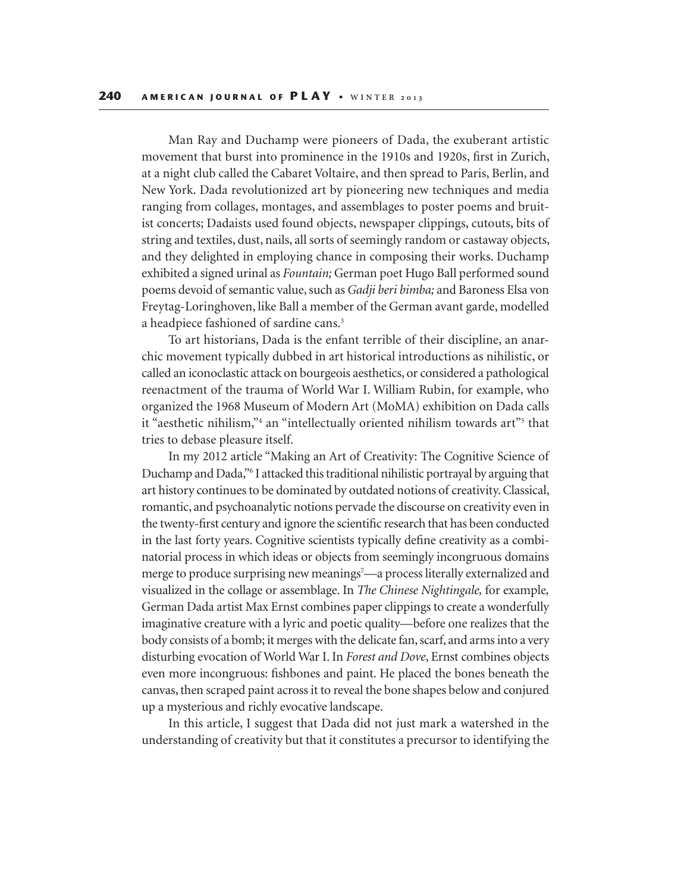Man Ray and Duchamp were pioneers of Dada, the exuberant artistic movement that burst into prominence in the 1910s and 1920s, first in Zurich, at a night club called the Cabaret Voltaire, and then spread to Paris, Berlin, and New York. Dada revolutionized art by pioneering new techniques and media ranging from collages, montages, and assemblages to poster poems and bruitist concerts; Dadaists used found objects, newspaper clippings, cutouts, bits of string and textiles, dust, nails, all sorts of seemingly random or castaway objects, and they delighted in employing chance in composing their works. Duchamp exhibited a signed urinal as *Fountain;* German poet Hugo Ball performed sound poems devoid of semantic value, such as *Gadji beri bimba;* and Baroness Elsa von Freytag-Loringhoven, like Ball a member of the German avant garde, modelled a headpiece fashioned of sardine cans.[3]

To art historians, Dada is the enfant terrible of their discipline, an anarchic movement typically dubbed in art historical introductions as nihilistic, or called an iconoclastic attack on bourgeois aesthetics, or considered a pathological reenactment of the trauma of World War I. William Rubin, for example, who organized the 1968 Museum of Modern Art (MoMA) exhibition on Dada calls it "aesthetic nihilism,"[4] an "intellectually oriented nihilism towards art"[5] that tries to debase pleasure itself.

In my 2012 article "Making an Art of Creativity: The Cognitive Science of Duchamp and Dada,"[6] I attacked this traditional nihilistic portrayal by arguing that art history continues to be dominated by outdated notions of creativity. Classical, romantic, and psychoanalytic notions pervade the discourse on creativity even in the twenty-first century and ignore the scientific research that has been conducted in the last forty years. Cognitive scientists typically define creativity as a combinatorial process in which ideas or objects from seemingly incongruous domains merge to produce surprising new meanings[7]—a process literally externalized and visualized in the collage or assemblage. In *The Chinese Nightingale,* for example, German Dada artist Max Ernst combines paper clippings to create a wonderfully imaginative creature with a lyric and poetic quality—before one realizes that the body consists of a bomb; it merges with the delicate fan, scarf, and arms into a very disturbing evocation of World War I. In *Forest and Dove*, Ernst combines objects even more incongruous: fishbones and paint. He placed the bones beneath the canvas, then scraped paint across it to reveal the bone shapes below and conjured up a mysterious and richly evocative landscape.

In this article, I suggest that Dada did not just mark a watershed in the understanding of creativity but that it constitutes a precursor to identifying the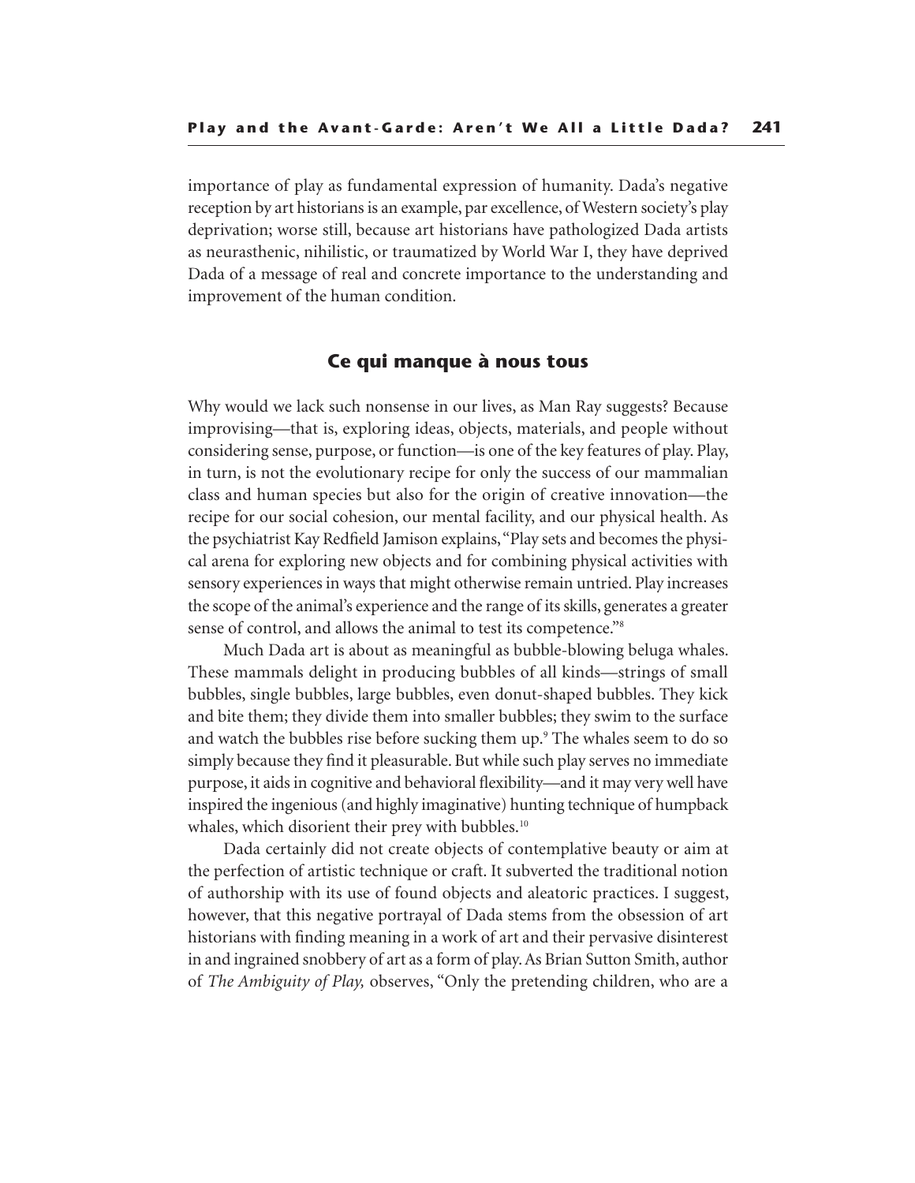importance of play as fundamental expression of humanity. Dada's negative reception by art historians is an example, par excellence, of Western society's play deprivation; worse still, because art historians have pathologized Dada artists as neurasthenic, nihilistic, or traumatized by World War I, they have deprived Dada of a message of real and concrete importance to the understanding and improvement of the human condition.

## Ce qui manque à nous tous

Why would we lack such nonsense in our lives, as Man Ray suggests? Because improvising—that is, exploring ideas, objects, materials, and people without considering sense, purpose, or function—is one of the key features of play. Play, in turn, is not the evolutionary recipe for only the success of our mammalian class and human species but also for the origin of creative innovation—the recipe for our social cohesion, our mental facility, and our physical health. As the psychiatrist Kay Redfield Jamison explains, "Play sets and becomes the physical arena for exploring new objects and for combining physical activities with sensory experiences in ways that might otherwise remain untried. Play increases the scope of the animal's experience and the range of its skills, generates a greater sense of control, and allows the animal to test its competence."[8]

Much Dada art is about as meaningful as bubble-blowing beluga whales. These mammals delight in producing bubbles of all kinds—strings of small bubbles, single bubbles, large bubbles, even donut-shaped bubbles. They kick and bite them; they divide them into smaller bubbles; they swim to the surface and watch the bubbles rise before sucking them up.[9] The whales seem to do so simply because they find it pleasurable. But while such play serves no immediate purpose, it aids in cognitive and behavioral flexibility—and it may very well have inspired the ingenious (and highly imaginative) hunting technique of humpback whales, which disorient their prey with bubbles.[10]

Dada certainly did not create objects of contemplative beauty or aim at the perfection of artistic technique or craft. It subverted the traditional notion of authorship with its use of found objects and aleatoric practices. I suggest, however, that this negative portrayal of Dada stems from the obsession of art historians with finding meaning in a work of art and their pervasive disinterest in and ingrained snobbery of art as a form of play. As Brian Sutton Smith, author of *The Ambiguity of Play,* observes, "Only the pretending children, who are a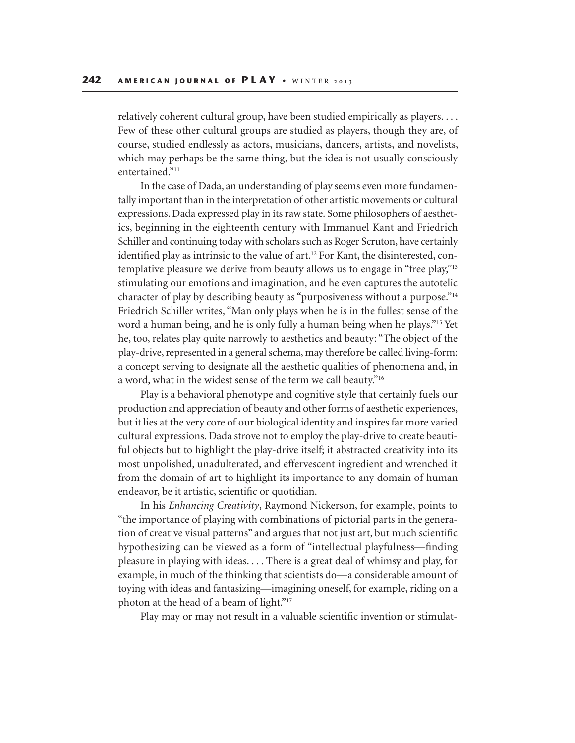relatively coherent cultural group, have been studied empirically as players. . . . Few of these other cultural groups are studied as players, though they are, of course, studied endlessly as actors, musicians, dancers, artists, and novelists, which may perhaps be the same thing, but the idea is not usually consciously entertained."[11]

In the case of Dada, an understanding of play seems even more fundamentally important than in the interpretation of other artistic movements or cultural expressions. Dada expressed play in its raw state. Some philosophers of aesthetics, beginning in the eighteenth century with Immanuel Kant and Friedrich Schiller and continuing today with scholars such as Roger Scruton, have certainly identified play as intrinsic to the value of art.[12] For Kant, the disinterested, contemplative pleasure we derive from beauty allows us to engage in "free play,"[13] stimulating our emotions and imagination, and he even captures the autotelic character of play by describing beauty as "purposiveness without a purpose."[14] Friedrich Schiller writes, "Man only plays when he is in the fullest sense of the word a human being, and he is only fully a human being when he plays."[15] Yet he, too, relates play quite narrowly to aesthetics and beauty: "The object of the play-drive, represented in a general schema, may therefore be called living-form: a concept serving to designate all the aesthetic qualities of phenomena and, in a word, what in the widest sense of the term we call beauty."[16]

Play is a behavioral phenotype and cognitive style that certainly fuels our production and appreciation of beauty and other forms of aesthetic experiences, but it lies at the very core of our biological identity and inspires far more varied cultural expressions. Dada strove not to employ the play-drive to create beautiful objects but to highlight the play-drive itself; it abstracted creativity into its most unpolished, unadulterated, and effervescent ingredient and wrenched it from the domain of art to highlight its importance to any domain of human endeavor, be it artistic, scientific or quotidian.

In his *Enhancing Creativity*, Raymond Nickerson, for example, points to "the importance of playing with combinations of pictorial parts in the generation of creative visual patterns" and argues that not just art, but much scientific hypothesizing can be viewed as a form of "intellectual playfulness—finding pleasure in playing with ideas. . . . There is a great deal of whimsy and play, for example, in much of the thinking that scientists do—a considerable amount of toying with ideas and fantasizing—imagining oneself, for example, riding on a photon at the head of a beam of light."[17]

Play may or may not result in a valuable scientific invention or stimulat-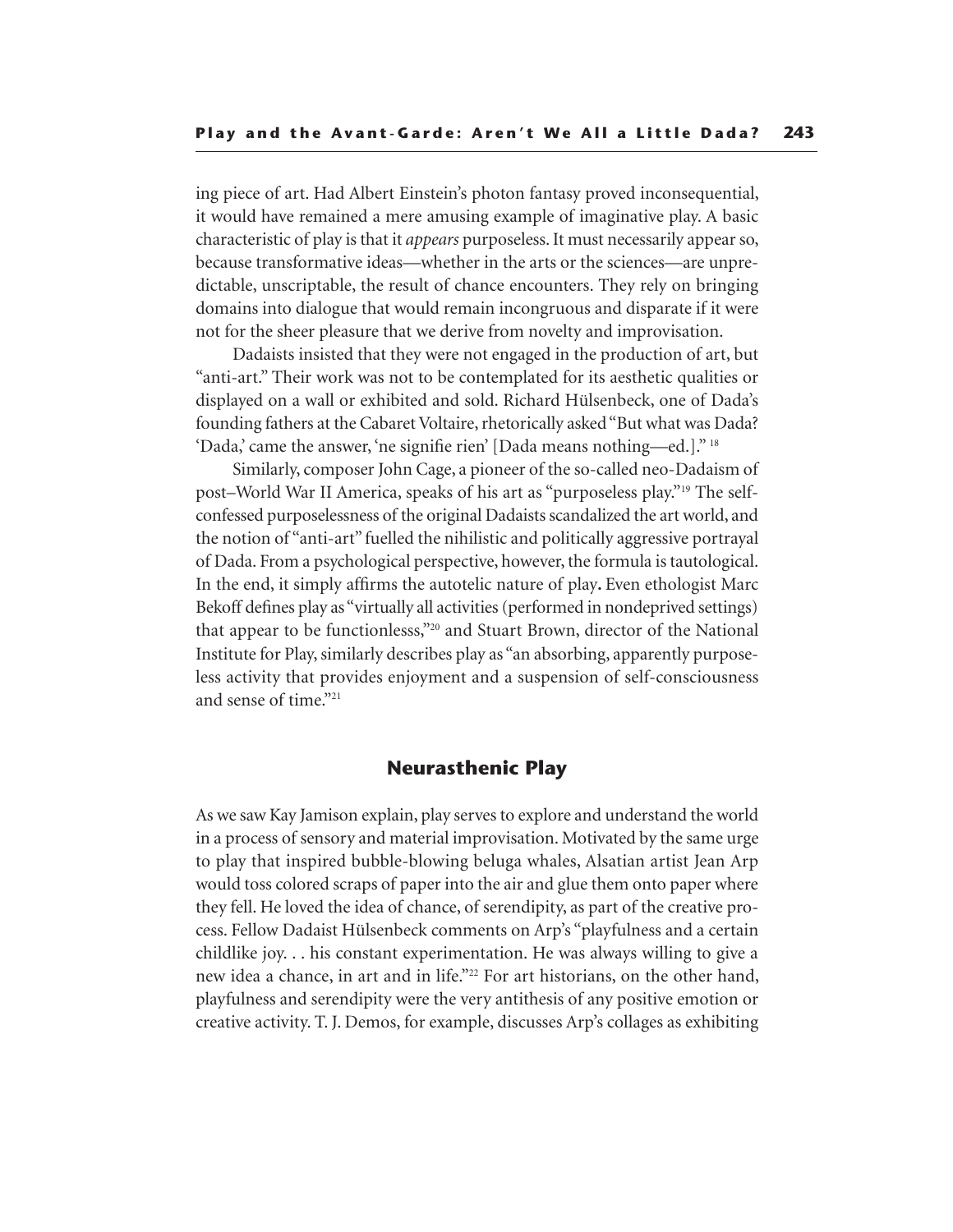ing piece of art. Had Albert Einstein's photon fantasy proved inconsequential, it would have remained a mere amusing example of imaginative play. A basic characteristic of play is that it *appears* purposeless. It must necessarily appear so, because transformative ideas—whether in the arts or the sciences—are unpredictable, unscriptable, the result of chance encounters. They rely on bringing domains into dialogue that would remain incongruous and disparate if it were not for the sheer pleasure that we derive from novelty and improvisation.

Dadaists insisted that they were not engaged in the production of art, but "anti-art." Their work was not to be contemplated for its aesthetic qualities or displayed on a wall or exhibited and sold. Richard Hülsenbeck, one of Dada's founding fathers at the Cabaret Voltaire, rhetorically asked "But what was Dada? 'Dada,' came the answer, 'ne signifie rien' [Dada means nothing—ed.]." [18]

Similarly, composer John Cage, a pioneer of the so-called neo-Dadaism of post–World War II America, speaks of his art as "purposeless play."[19] The self-confessed purposelessness of the original Dadaists scandalized the art world, and the notion of "anti-art" fuelled the nihilistic and politically aggressive portrayal of Dada. From a psychological perspective, however, the formula is tautological. In the end, it simply affirms the autotelic nature of play. Even ethologist Marc Bekoff defines play as "virtually all activities (performed in nondeprived settings) that appear to be functionlesss,"[20] and Stuart Brown, director of the National Institute for Play, similarly describes play as "an absorbing, apparently purposeless activity that provides enjoyment and a suspension of self-consciousness and sense of time."[21]

## Neurasthenic Play

As we saw Kay Jamison explain, play serves to explore and understand the world in a process of sensory and material improvisation. Motivated by the same urge to play that inspired bubble-blowing beluga whales, Alsatian artist Jean Arp would toss colored scraps of paper into the air and glue them onto paper where they fell. He loved the idea of chance, of serendipity, as part of the creative process. Fellow Dadaist Hülsenbeck comments on Arp's "playfulness and a certain childlike joy. . . his constant experimentation. He was always willing to give a new idea a chance, in art and in life."[22] For art historians, on the other hand, playfulness and serendipity were the very antithesis of any positive emotion or creative activity. T. J. Demos, for example, discusses Arp's collages as exhibiting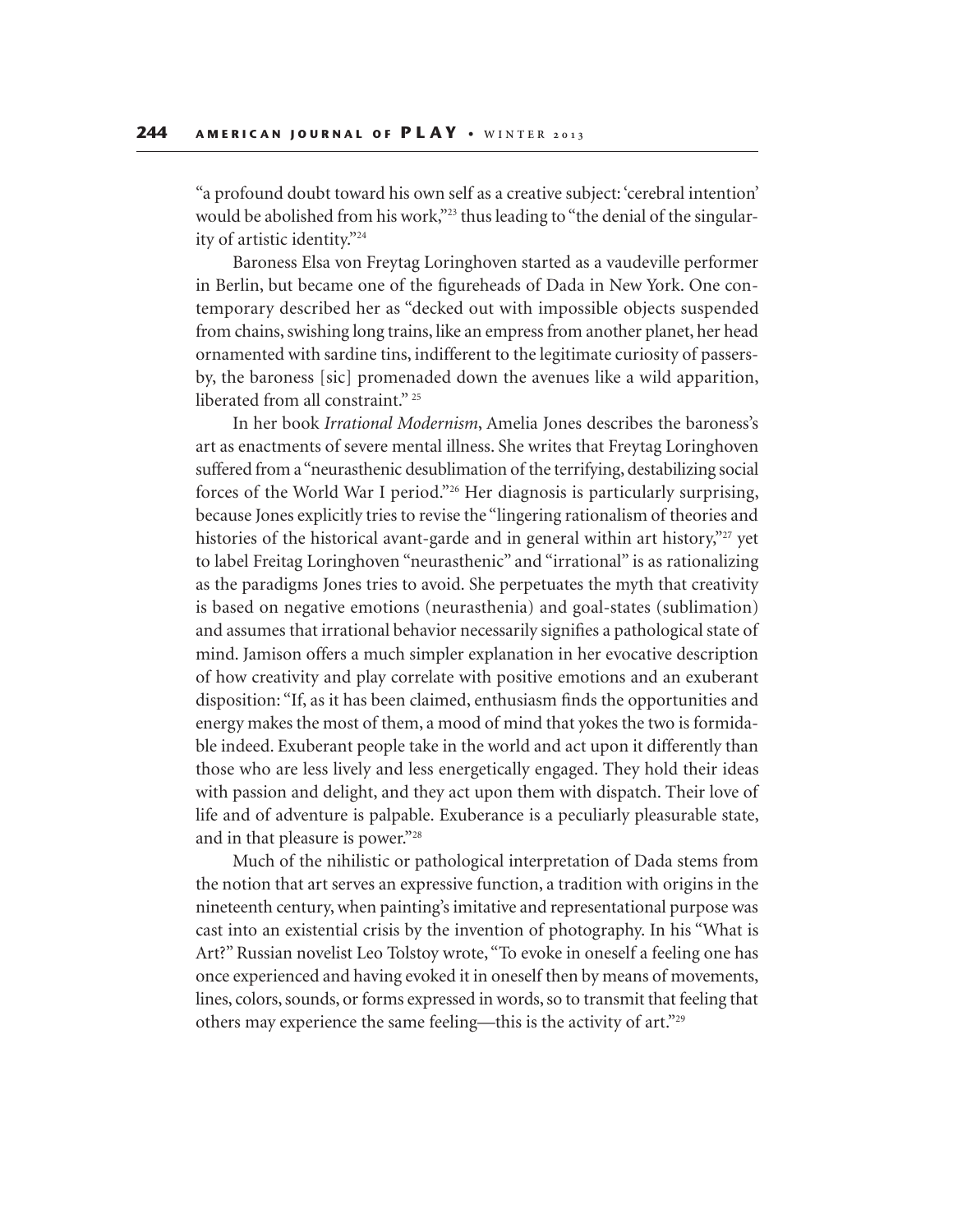"a profound doubt toward his own self as a creative subject: 'cerebral intention' would be abolished from his work,"[23] thus leading to "the denial of the singularity of artistic identity."[24]

Baroness Elsa von Freytag Loringhoven started as a vaudeville performer in Berlin, but became one of the figureheads of Dada in New York. One contemporary described her as "decked out with impossible objects suspended from chains, swishing long trains, like an empress from another planet, her head ornamented with sardine tins, indifferent to the legitimate curiosity of passersby, the baroness [sic] promenaded down the avenues like a wild apparition, liberated from all constraint."[25]

In her book *Irrational Modernism*, Amelia Jones describes the baroness's art as enactments of severe mental illness. She writes that Freytag Loringhoven suffered from a "neurasthenic desublimation of the terrifying, destabilizing social forces of the World War I period."[26] Her diagnosis is particularly surprising, because Jones explicitly tries to revise the "lingering rationalism of theories and histories of the historical avant-garde and in general within art history,"[27] yet to label Freitag Loringhoven "neurasthenic" and "irrational" is as rationalizing as the paradigms Jones tries to avoid. She perpetuates the myth that creativity is based on negative emotions (neurasthenia) and goal-states (sublimation) and assumes that irrational behavior necessarily signifies a pathological state of mind. Jamison offers a much simpler explanation in her evocative description of how creativity and play correlate with positive emotions and an exuberant disposition: "If, as it has been claimed, enthusiasm finds the opportunities and energy makes the most of them, a mood of mind that yokes the two is formidable indeed. Exuberant people take in the world and act upon it differently than those who are less lively and less energetically engaged. They hold their ideas with passion and delight, and they act upon them with dispatch. Their love of life and of adventure is palpable. Exuberance is a peculiarly pleasurable state, and in that pleasure is power."[28]

Much of the nihilistic or pathological interpretation of Dada stems from the notion that art serves an expressive function, a tradition with origins in the nineteenth century, when painting's imitative and representational purpose was cast into an existential crisis by the invention of photography. In his "What is Art?" Russian novelist Leo Tolstoy wrote, "To evoke in oneself a feeling one has once experienced and having evoked it in oneself then by means of movements, lines, colors, sounds, or forms expressed in words, so to transmit that feeling that others may experience the same feeling—this is the activity of art."[29]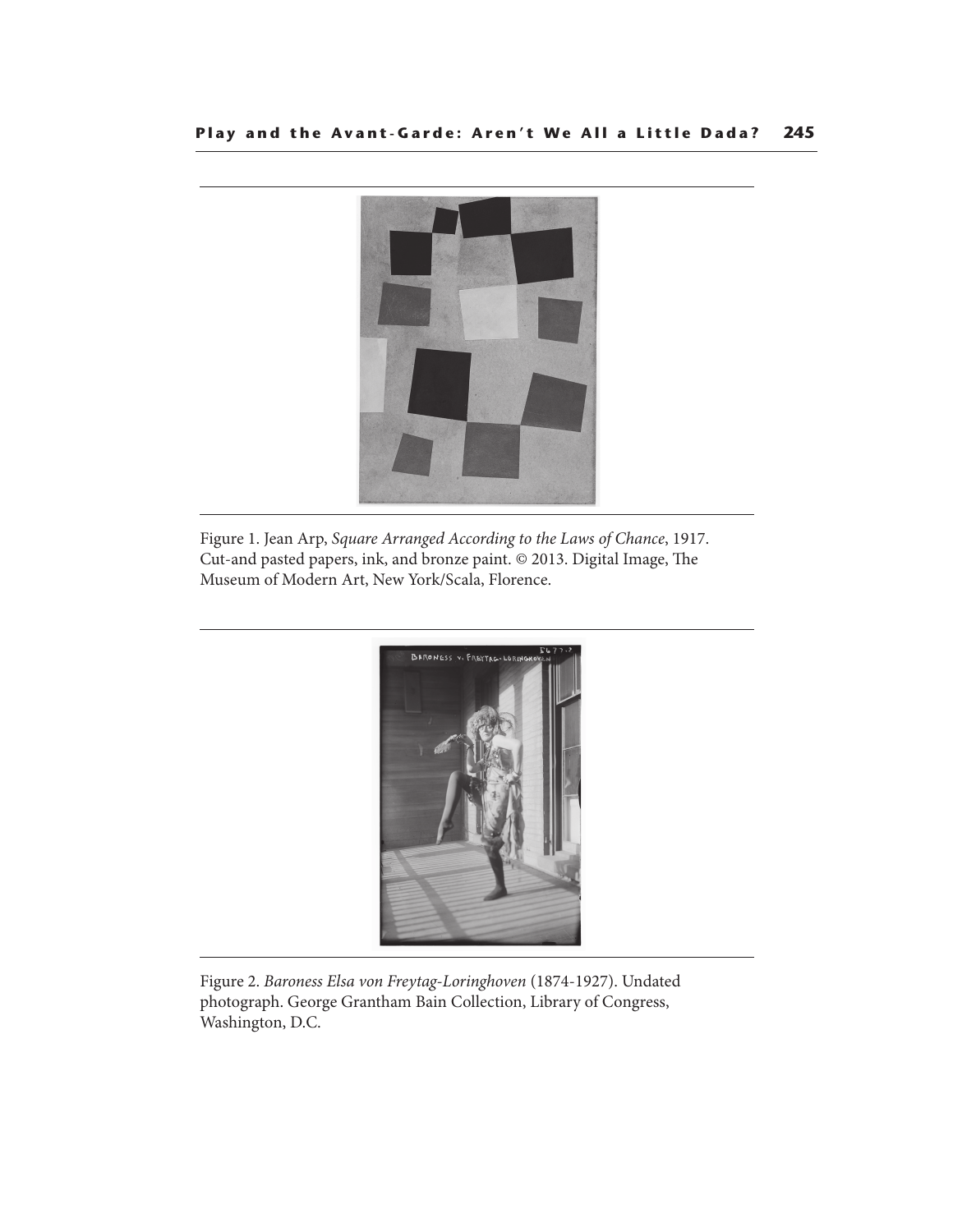Figure 1. Jean Arp, *Square Arranged According to the Laws of Chance*, 1917. Cut-and pasted papers, ink, and bronze paint. © 2013. Digital Image, The Museum of Modern Art, New York/Scala, Florence.

Figure 2. *Baroness Elsa von Freytag-Loringhoven* (1874-1927). Undated photograph. George Grantham Bain Collection, Library of Congress, Washington, D.C.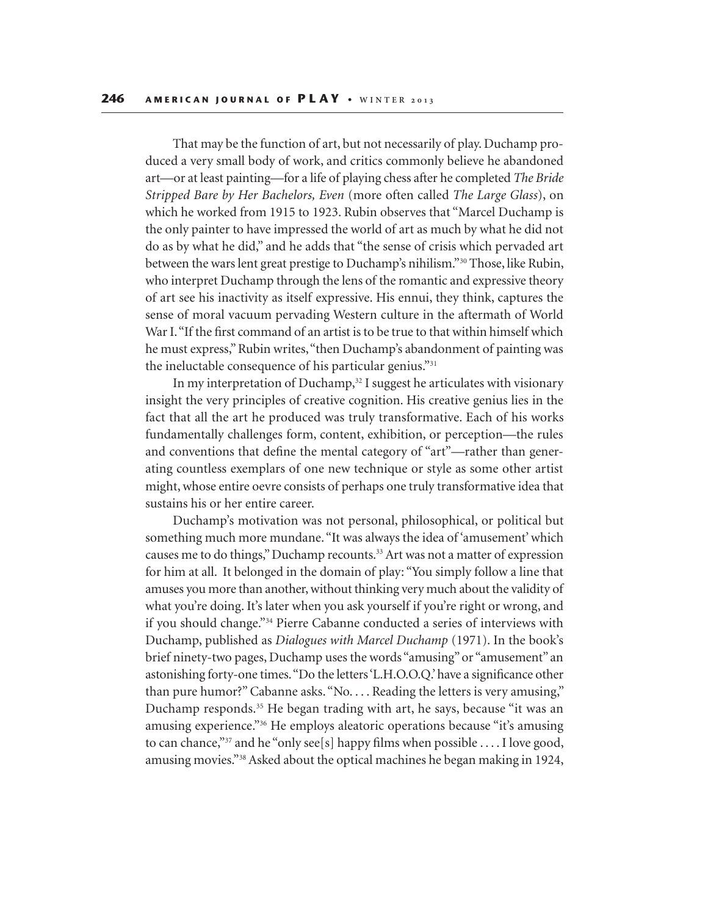That may be the function of art, but not necessarily of play. Duchamp produced a very small body of work, and critics commonly believe he abandoned art—or at least painting—for a life of playing chess after he completed *The Bride Stripped Bare by Her Bachelors, Even* (more often called *The Large Glass*), on which he worked from 1915 to 1923. Rubin observes that "Marcel Duchamp is the only painter to have impressed the world of art as much by what he did not do as by what he did," and he adds that "the sense of crisis which pervaded art between the wars lent great prestige to Duchamp's nihilism."[30] Those, like Rubin, who interpret Duchamp through the lens of the romantic and expressive theory of art see his inactivity as itself expressive. His ennui, they think, captures the sense of moral vacuum pervading Western culture in the aftermath of World War I. "If the first command of an artist is to be true to that within himself which he must express," Rubin writes, "then Duchamp's abandonment of painting was the ineluctable consequence of his particular genius."[31]

In my interpretation of Duchamp,[32] I suggest he articulates with visionary insight the very principles of creative cognition. His creative genius lies in the fact that all the art he produced was truly transformative. Each of his works fundamentally challenges form, content, exhibition, or perception—the rules and conventions that define the mental category of "art"—rather than generating countless exemplars of one new technique or style as some other artist might, whose entire oevre consists of perhaps one truly transformative idea that sustains his or her entire career.

Duchamp's motivation was not personal, philosophical, or political but something much more mundane. "It was always the idea of 'amusement' which causes me to do things," Duchamp recounts.[33] Art was not a matter of expression for him at all. It belonged in the domain of play: "You simply follow a line that amuses you more than another, without thinking very much about the validity of what you're doing. It's later when you ask yourself if you're right or wrong, and if you should change."[34] Pierre Cabanne conducted a series of interviews with Duchamp, published as *Dialogues with Marcel Duchamp* (1971). In the book's brief ninety-two pages, Duchamp uses the words "amusing" or "amusement" an astonishing forty-one times. "Do the letters 'L.H.O.O.Q.' have a significance other than pure humor?" Cabanne asks. "No. . . . Reading the letters is very amusing," Duchamp responds.[35] He began trading with art, he says, because "it was an amusing experience."[36] He employs aleatoric operations because "it's amusing to can chance,"[37] and he "only see[s] happy films when possible . . . . I love good, amusing movies."[38] Asked about the optical machines he began making in 1924,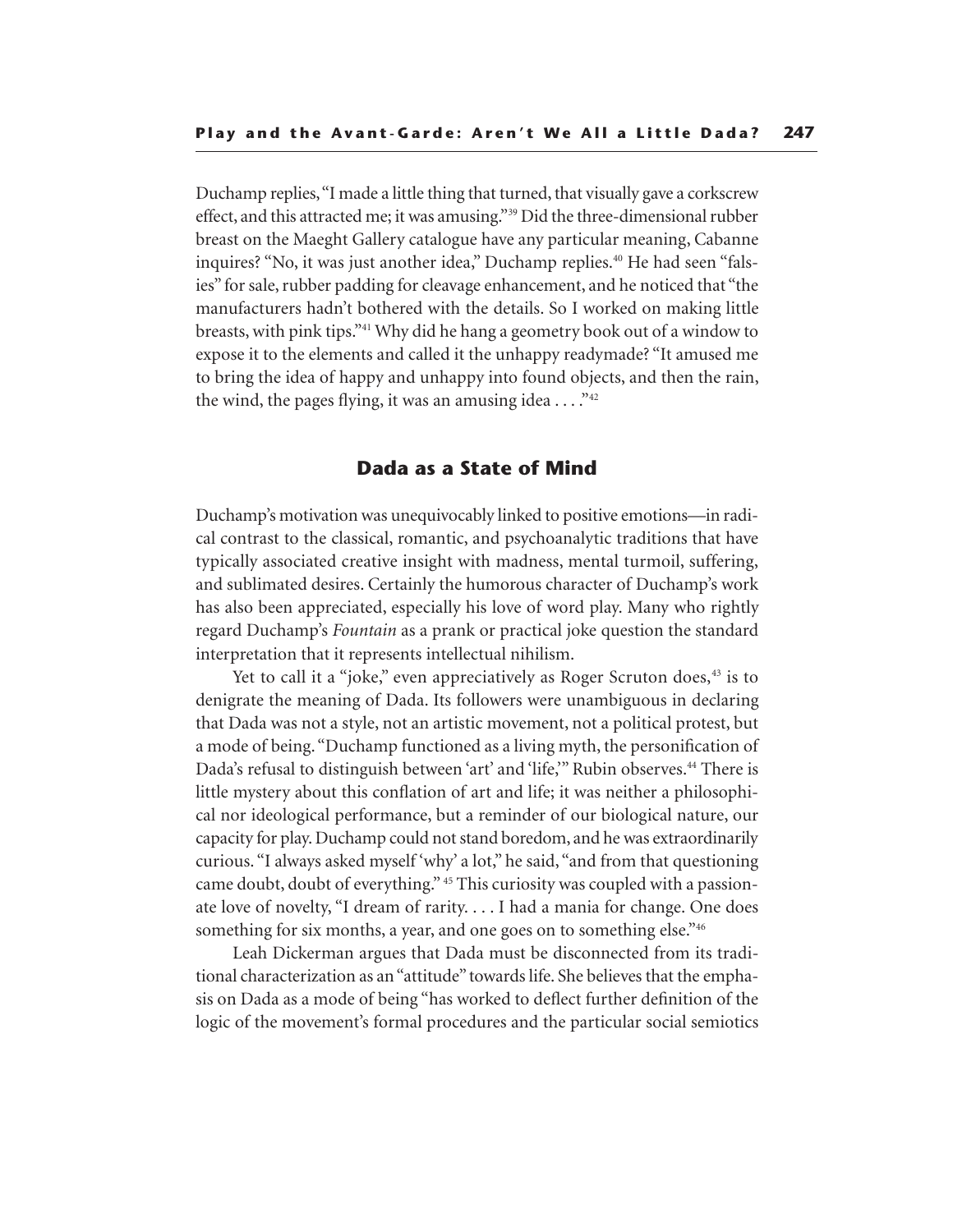Duchamp replies, "I made a little thing that turned, that visually gave a corkscrew effect, and this attracted me; it was amusing."[39] Did the three-dimensional rubber breast on the Maeght Gallery catalogue have any particular meaning, Cabanne inquires? "No, it was just another idea," Duchamp replies.[40] He had seen "falsies" for sale, rubber padding for cleavage enhancement, and he noticed that "the manufacturers hadn't bothered with the details. So I worked on making little breasts, with pink tips."[41] Why did he hang a geometry book out of a window to expose it to the elements and called it the unhappy readymade? "It amused me to bring the idea of happy and unhappy into found objects, and then the rain, the wind, the pages flying, it was an amusing idea . . . ."[42]

## Dada as a State of Mind

Duchamp's motivation was unequivocably linked to positive emotions—in radical contrast to the classical, romantic, and psychoanalytic traditions that have typically associated creative insight with madness, mental turmoil, suffering, and sublimated desires. Certainly the humorous character of Duchamp's work has also been appreciated, especially his love of word play. Many who rightly regard Duchamp's *Fountain* as a prank or practical joke question the standard interpretation that it represents intellectual nihilism.

Yet to call it a "joke," even appreciatively as Roger Scruton does,[43] is to denigrate the meaning of Dada. Its followers were unambiguous in declaring that Dada was not a style, not an artistic movement, not a political protest, but a mode of being. "Duchamp functioned as a living myth, the personification of Dada's refusal to distinguish between 'art' and 'life,'" Rubin observes.[44] There is little mystery about this conflation of art and life; it was neither a philosophical nor ideological performance, but a reminder of our biological nature, our capacity for play. Duchamp could not stand boredom, and he was extraordinarily curious. "I always asked myself 'why' a lot," he said, "and from that questioning came doubt, doubt of everything."[45] This curiosity was coupled with a passionate love of novelty, "I dream of rarity. . . . I had a mania for change. One does something for six months, a year, and one goes on to something else."[46]

Leah Dickerman argues that Dada must be disconnected from its traditional characterization as an "attitude" towards life. She believes that the emphasis on Dada as a mode of being "has worked to deflect further definition of the logic of the movement's formal procedures and the particular social semiotics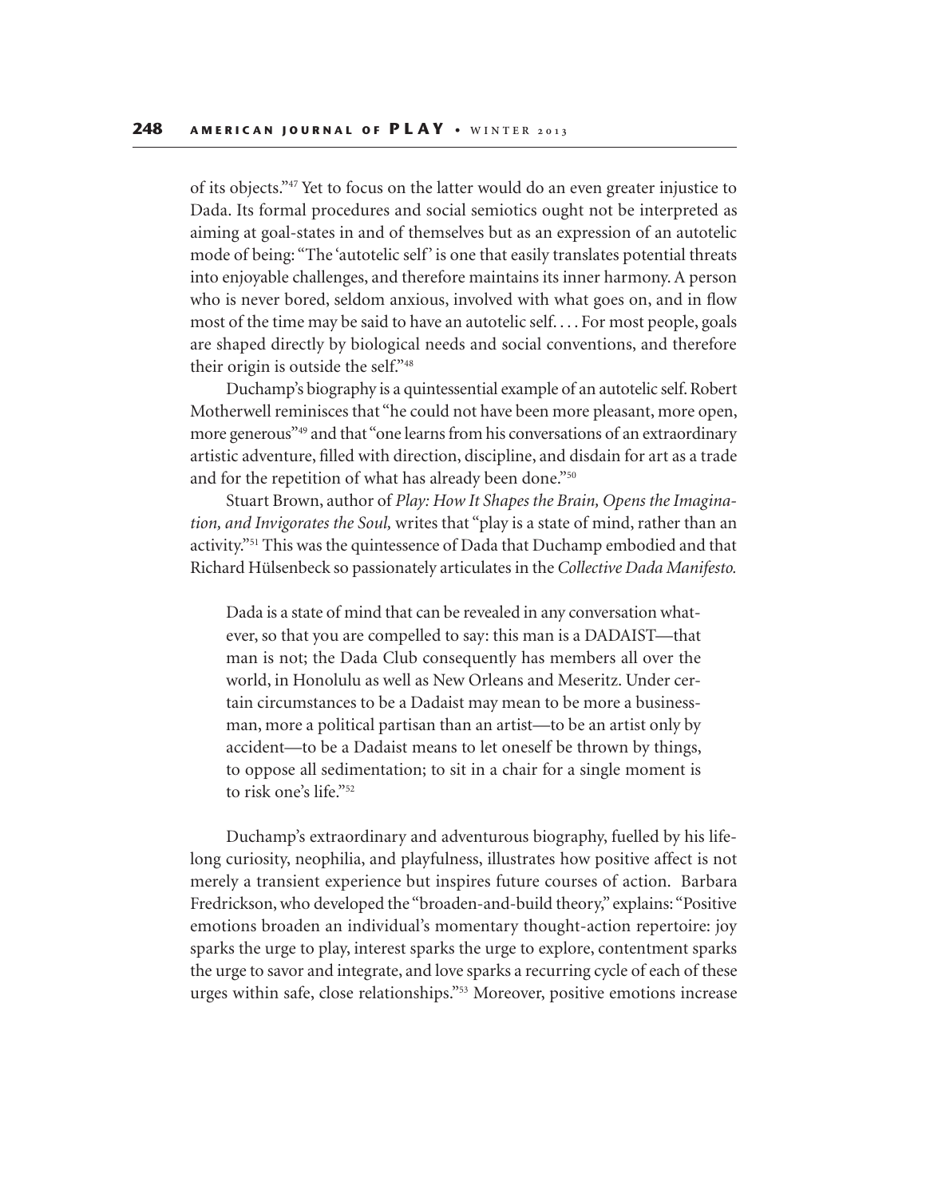of its objects."[47] Yet to focus on the latter would do an even greater injustice to Dada. Its formal procedures and social semiotics ought not be interpreted as aiming at goal-states in and of themselves but as an expression of an autotelic mode of being: "The 'autotelic self' is one that easily translates potential threats into enjoyable challenges, and therefore maintains its inner harmony. A person who is never bored, seldom anxious, involved with what goes on, and in flow most of the time may be said to have an autotelic self. . . . For most people, goals are shaped directly by biological needs and social conventions, and therefore their origin is outside the self."[48]

Duchamp's biography is a quintessential example of an autotelic self. Robert Motherwell reminisces that "he could not have been more pleasant, more open, more generous"[49] and that "one learns from his conversations of an extraordinary artistic adventure, filled with direction, discipline, and disdain for art as a trade and for the repetition of what has already been done."[50]

Stuart Brown, author of *Play: How It Shapes the Brain, Opens the Imagination, and Invigorates the Soul,* writes that "play is a state of mind, rather than an activity."[51] This was the quintessence of Dada that Duchamp embodied and that Richard Hülsenbeck so passionately articulates in the *Collective Dada Manifesto.*

> Dada is a state of mind that can be revealed in any conversation whatever, so that you are compelled to say: this man is a DADAIST—that man is not; the Dada Club consequently has members all over the world, in Honolulu as well as New Orleans and Meseritz. Under certain circumstances to be a Dadaist may mean to be more a businessman, more a political partisan than an artist—to be an artist only by accident—to be a Dadaist means to let oneself be thrown by things, to oppose all sedimentation; to sit in a chair for a single moment is to risk one's life."[52]

Duchamp's extraordinary and adventurous biography, fuelled by his lifelong curiosity, neophilia, and playfulness, illustrates how positive affect is not merely a transient experience but inspires future courses of action. Barbara Fredrickson, who developed the "broaden-and-build theory," explains: "Positive emotions broaden an individual's momentary thought-action repertoire: joy sparks the urge to play, interest sparks the urge to explore, contentment sparks the urge to savor and integrate, and love sparks a recurring cycle of each of these urges within safe, close relationships."[53] Moreover, positive emotions increase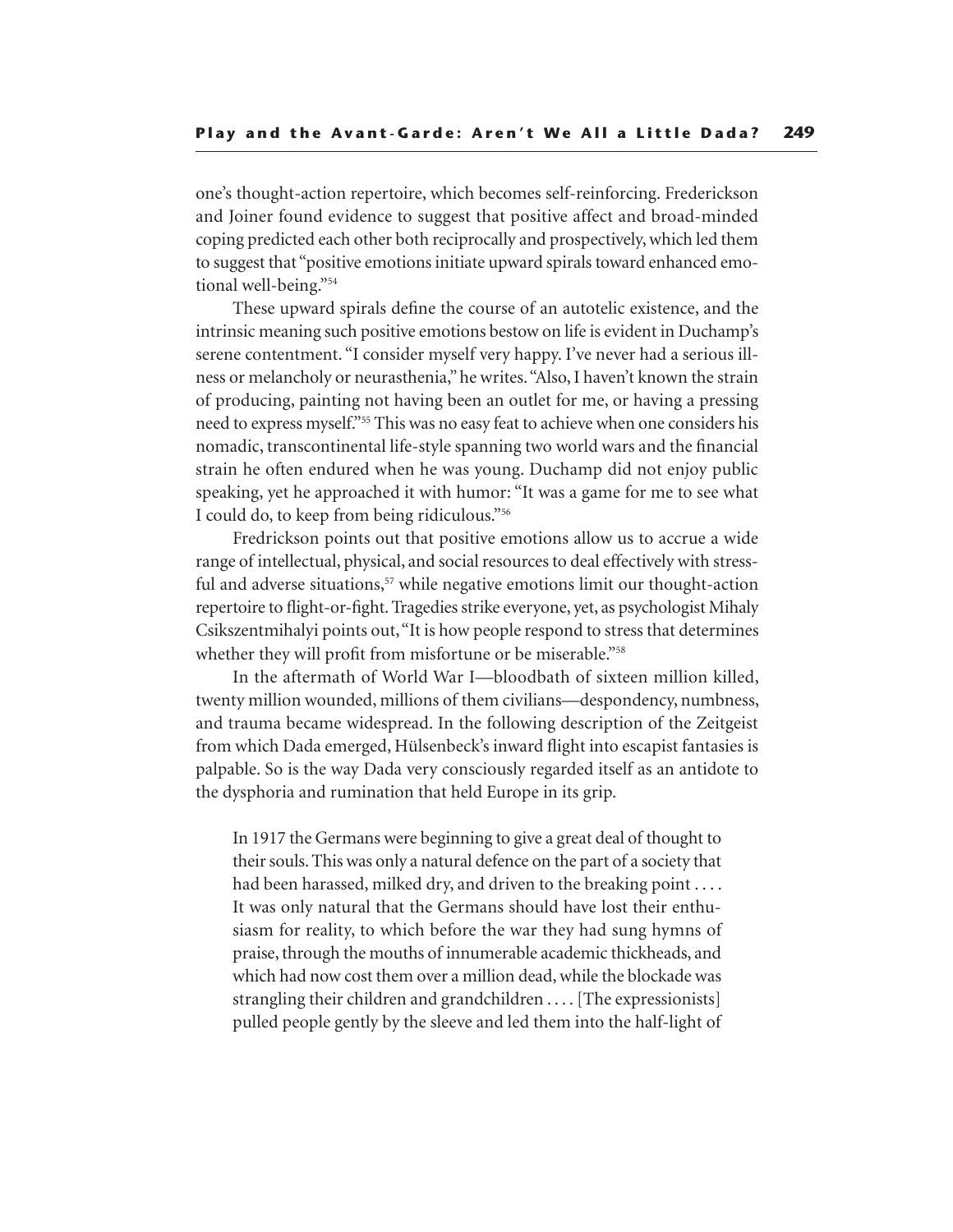one's thought-action repertoire, which becomes self-reinforcing. Frederickson and Joiner found evidence to suggest that positive affect and broad-minded coping predicted each other both reciprocally and prospectively, which led them to suggest that "positive emotions initiate upward spirals toward enhanced emotional well-being."[54]

These upward spirals define the course of an autotelic existence, and the intrinsic meaning such positive emotions bestow on life is evident in Duchamp's serene contentment. "I consider myself very happy. I've never had a serious illness or melancholy or neurasthenia," he writes. "Also, I haven't known the strain of producing, painting not having been an outlet for me, or having a pressing need to express myself."[55] This was no easy feat to achieve when one considers his nomadic, transcontinental life-style spanning two world wars and the financial strain he often endured when he was young. Duchamp did not enjoy public speaking, yet he approached it with humor: "It was a game for me to see what I could do, to keep from being ridiculous."[56]

Fredrickson points out that positive emotions allow us to accrue a wide range of intellectual, physical, and social resources to deal effectively with stressful and adverse situations,[57] while negative emotions limit our thought-action repertoire to flight-or-fight. Tragedies strike everyone, yet, as psychologist Mihaly Csikszentmihalyi points out, "It is how people respond to stress that determines whether they will profit from misfortune or be miserable."[58]

In the aftermath of World War I—bloodbath of sixteen million killed, twenty million wounded, millions of them civilians—despondency, numbness, and trauma became widespread. In the following description of the Zeitgeist from which Dada emerged, Hülsenbeck's inward flight into escapist fantasies is palpable. So is the way Dada very consciously regarded itself as an antidote to the dysphoria and rumination that held Europe in its grip.

> In 1917 the Germans were beginning to give a great deal of thought to their souls. This was only a natural defence on the part of a society that had been harassed, milked dry, and driven to the breaking point . . . . It was only natural that the Germans should have lost their enthusiasm for reality, to which before the war they had sung hymns of praise, through the mouths of innumerable academic thickheads, and which had now cost them over a million dead, while the blockade was strangling their children and grandchildren . . . . [The expressionists] pulled people gently by the sleeve and led them into the half-light of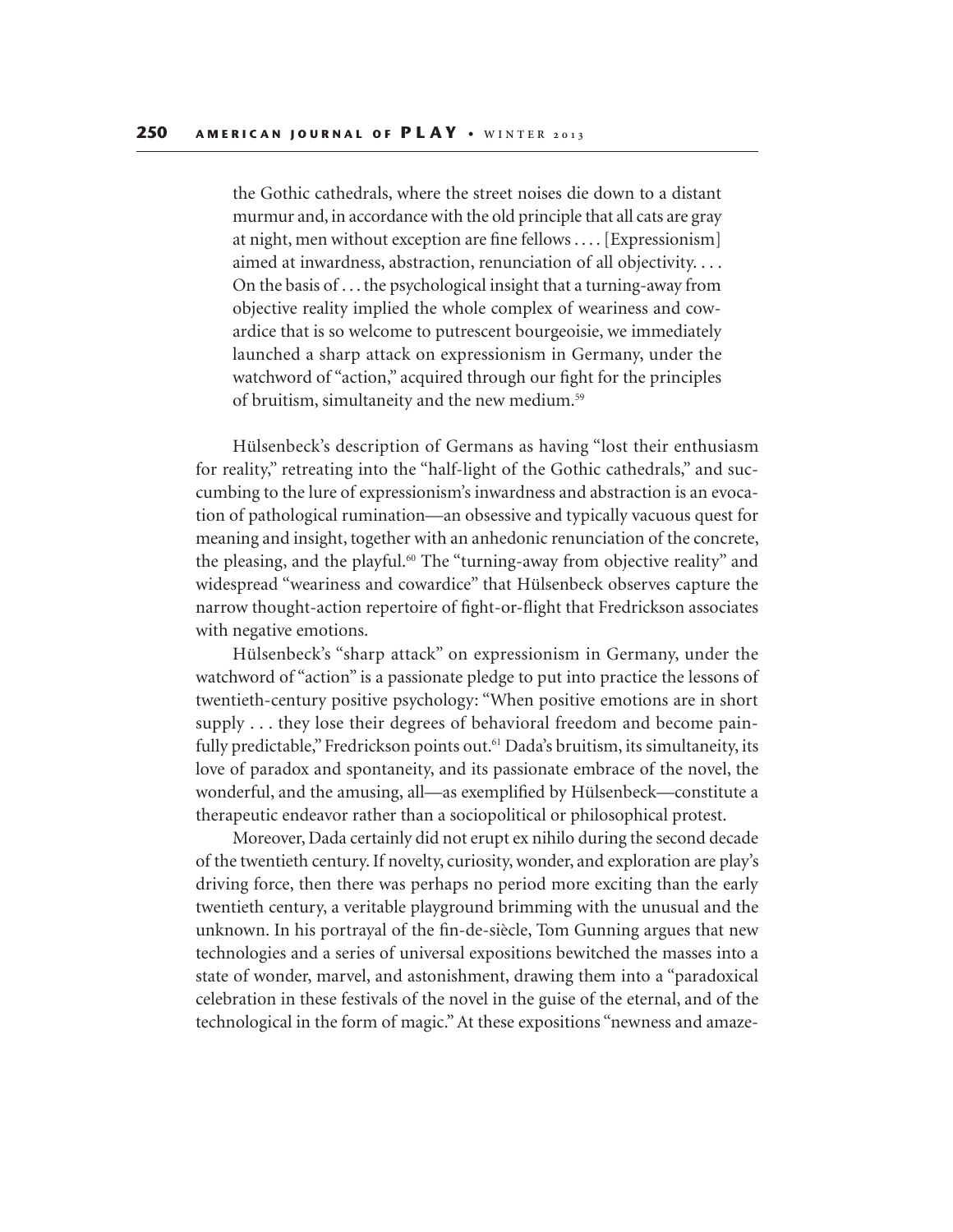> the Gothic cathedrals, where the street noises die down to a distant murmur and, in accordance with the old principle that all cats are gray at night, men without exception are fine fellows . . . . [Expressionism] aimed at inwardness, abstraction, renunciation of all objectivity. . . . On the basis of . . . the psychological insight that a turning-away from objective reality implied the whole complex of weariness and cowardice that is so welcome to putrescent bourgeoisie, we immediately launched a sharp attack on expressionism in Germany, under the watchword of "action," acquired through our fight for the principles of bruitism, simultaneity and the new medium.[59]

Hülsenbeck's description of Germans as having "lost their enthusiasm for reality," retreating into the "half-light of the Gothic cathedrals," and succumbing to the lure of expressionism's inwardness and abstraction is an evocation of pathological rumination—an obsessive and typically vacuous quest for meaning and insight, together with an anhedonic renunciation of the concrete, the pleasing, and the playful.[60] The "turning-away from objective reality" and widespread "weariness and cowardice" that Hülsenbeck observes capture the narrow thought-action repertoire of fight-or-flight that Fredrickson associates with negative emotions.

Hülsenbeck's "sharp attack" on expressionism in Germany, under the watchword of "action" is a passionate pledge to put into practice the lessons of twentieth-century positive psychology: "When positive emotions are in short supply . . . they lose their degrees of behavioral freedom and become painfully predictable," Fredrickson points out.[61] Dada's bruitism, its simultaneity, its love of paradox and spontaneity, and its passionate embrace of the novel, the wonderful, and the amusing, all—as exemplified by Hülsenbeck—constitute a therapeutic endeavor rather than a sociopolitical or philosophical protest.

Moreover, Dada certainly did not erupt ex nihilo during the second decade of the twentieth century. If novelty, curiosity, wonder, and exploration are play's driving force, then there was perhaps no period more exciting than the early twentieth century, a veritable playground brimming with the unusual and the unknown. In his portrayal of the fin-de-siècle, Tom Gunning argues that new technologies and a series of universal expositions bewitched the masses into a state of wonder, marvel, and astonishment, drawing them into a "paradoxical celebration in these festivals of the novel in the guise of the eternal, and of the technological in the form of magic." At these expositions "newness and amaze-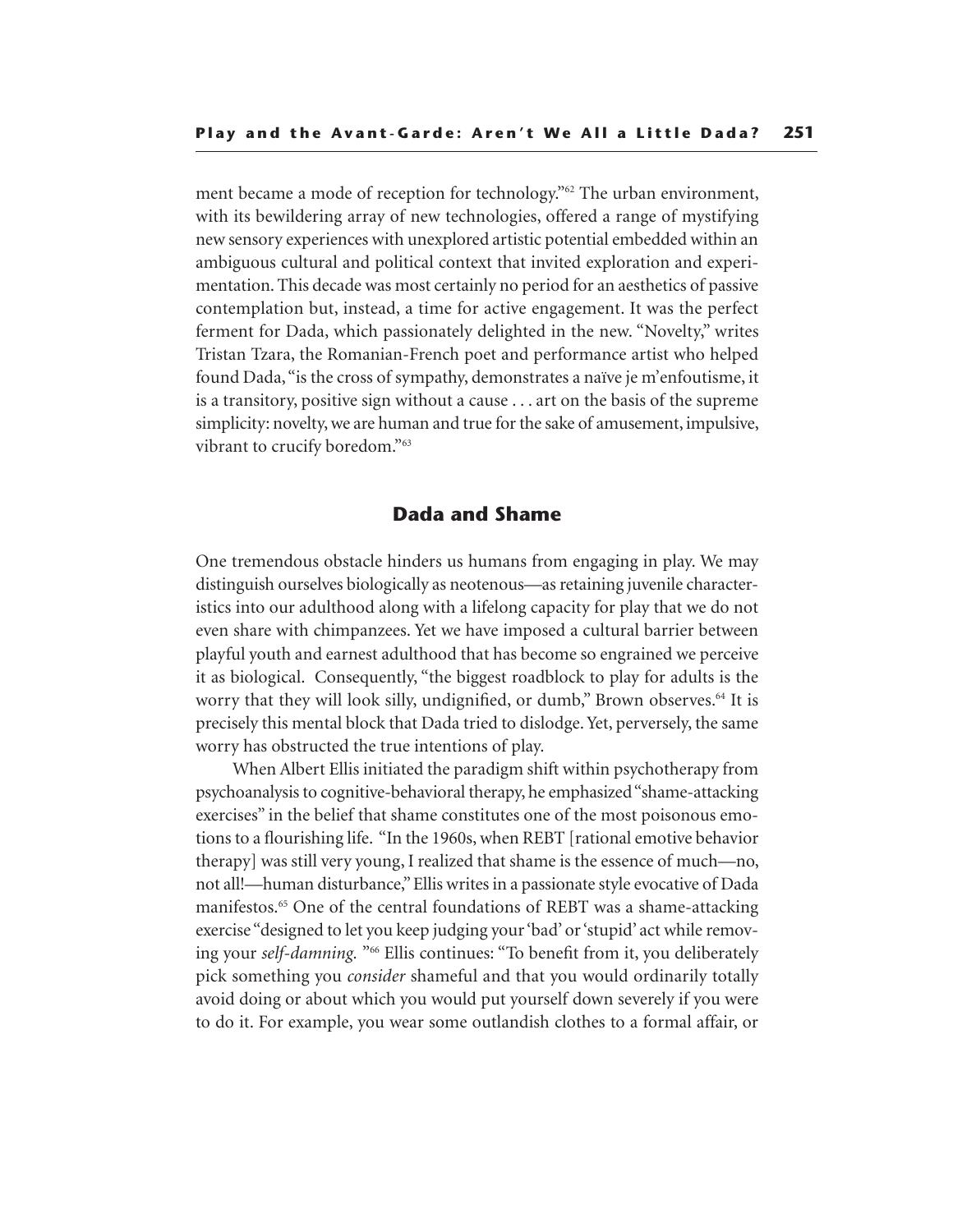ment became a mode of reception for technology."[62] The urban environment, with its bewildering array of new technologies, offered a range of mystifying new sensory experiences with unexplored artistic potential embedded within an ambiguous cultural and political context that invited exploration and experimentation. This decade was most certainly no period for an aesthetics of passive contemplation but, instead, a time for active engagement. It was the perfect ferment for Dada, which passionately delighted in the new. "Novelty," writes Tristan Tzara, the Romanian-French poet and performance artist who helped found Dada, "is the cross of sympathy, demonstrates a naïve je m'enfoutisme, it is a transitory, positive sign without a cause . . . art on the basis of the supreme simplicity: novelty, we are human and true for the sake of amusement, impulsive, vibrant to crucify boredom."[63]

## Dada and Shame

One tremendous obstacle hinders us humans from engaging in play. We may distinguish ourselves biologically as neotenous—as retaining juvenile characteristics into our adulthood along with a lifelong capacity for play that we do not even share with chimpanzees. Yet we have imposed a cultural barrier between playful youth and earnest adulthood that has become so engrained we perceive it as biological. Consequently, "the biggest roadblock to play for adults is the worry that they will look silly, undignified, or dumb," Brown observes.[64] It is precisely this mental block that Dada tried to dislodge. Yet, perversely, the same worry has obstructed the true intentions of play.

When Albert Ellis initiated the paradigm shift within psychotherapy from psychoanalysis to cognitive-behavioral therapy, he emphasized "shame-attacking exercises" in the belief that shame constitutes one of the most poisonous emotions to a flourishing life. "In the 1960s, when REBT [rational emotive behavior therapy] was still very young, I realized that shame is the essence of much—no, not all!—human disturbance," Ellis writes in a passionate style evocative of Dada manifestos.[65] One of the central foundations of REBT was a shame-attacking exercise "designed to let you keep judging your 'bad' or 'stupid' act while removing your *self-damning.* "[66] Ellis continues: "To benefit from it, you deliberately pick something you *consider* shameful and that you would ordinarily totally avoid doing or about which you would put yourself down severely if you were to do it. For example, you wear some outlandish clothes to a formal affair, or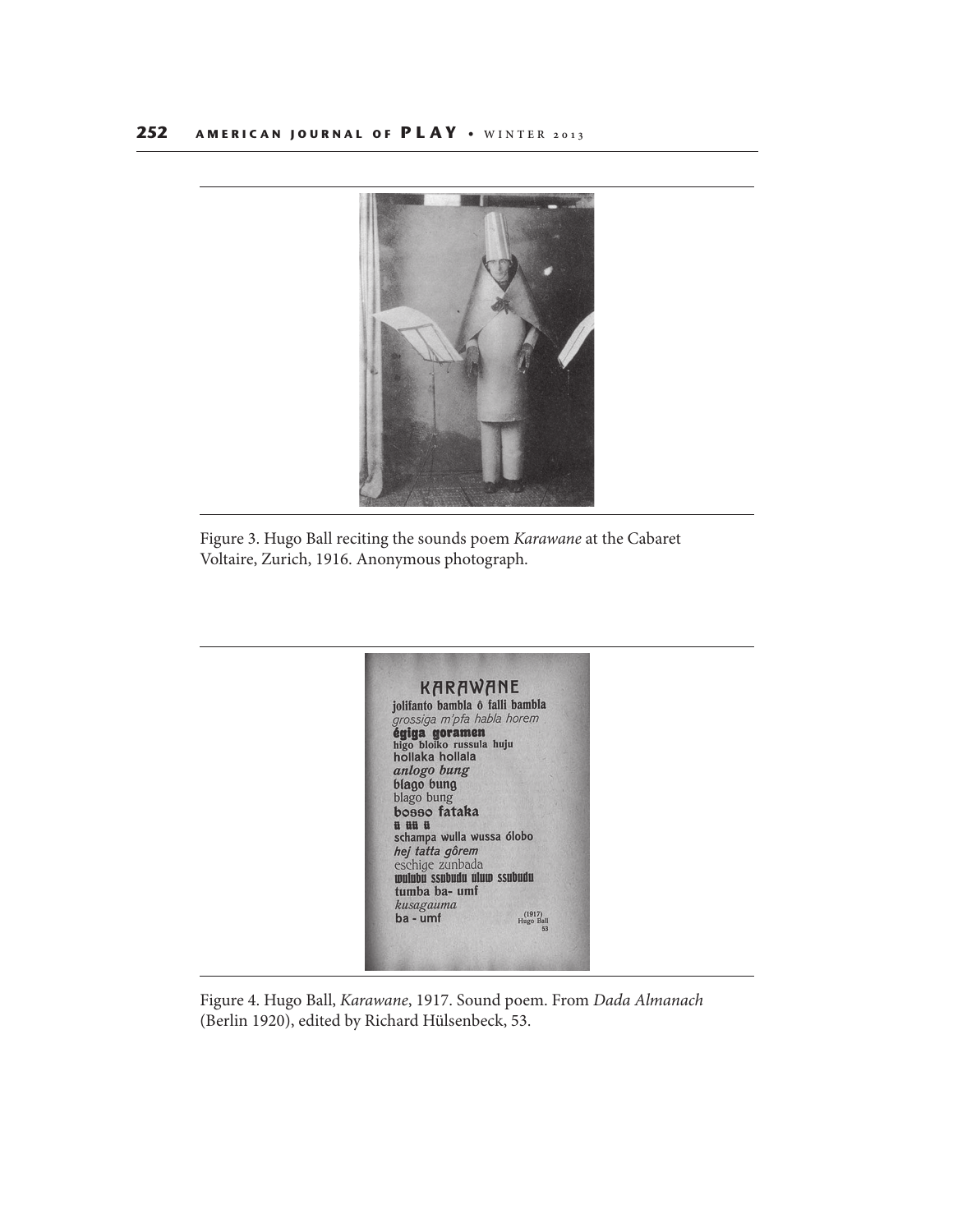Figure 3. Hugo Ball reciting the sounds poem *Karawane* at the Cabaret Voltaire, Zurich, 1916. Anonymous photograph.

Figure 4. Hugo Ball, *Karawane*, 1917. Sound poem. From *Dada Almanach* (Berlin 1920), edited by Richard Hülsenbeck, 53.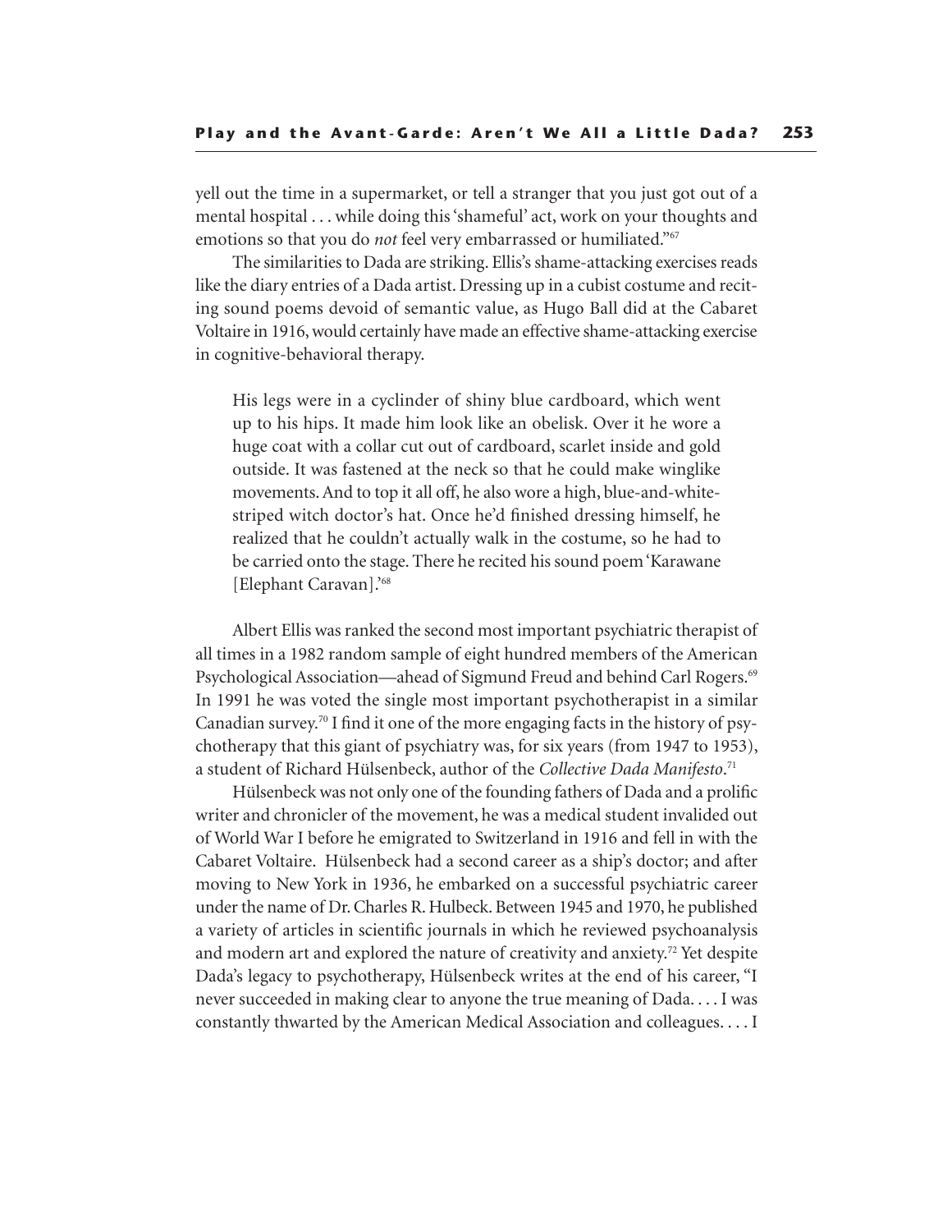yell out the time in a supermarket, or tell a stranger that you just got out of a mental hospital . . . while doing this 'shameful' act, work on your thoughts and emotions so that you do *not* feel very embarrassed or humiliated."[67]

The similarities to Dada are striking. Ellis's shame-attacking exercises reads like the diary entries of a Dada artist. Dressing up in a cubist costume and reciting sound poems devoid of semantic value, as Hugo Ball did at the Cabaret Voltaire in 1916, would certainly have made an effective shame-attacking exercise in cognitive-behavioral therapy.

> His legs were in a cylinder of shiny blue cardboard, which went up to his hips. It made him look like an obelisk. Over it he wore a huge coat with a collar cut out of cardboard, scarlet inside and gold outside. It was fastened at the neck so that he could make winglike movements. And to top it all off, he also wore a high, blue-and-white-striped witch doctor's hat. Once he'd finished dressing himself, he realized that he couldn't actually walk in the costume, so he had to be carried onto the stage. There he recited his sound poem 'Karawane [Elephant Caravan].'[68]

Albert Ellis was ranked the second most important psychiatric therapist of all times in a 1982 random sample of eight hundred members of the American Psychological Association—ahead of Sigmund Freud and behind Carl Rogers.[69] In 1991 he was voted the single most important psychotherapist in a similar Canadian survey.[70] I find it one of the more engaging facts in the history of psychotherapy that this giant of psychiatry was, for six years (from 1947 to 1953), a student of Richard Hülsenbeck, author of the *Collective Dada Manifesto*.[71]

Hülsenbeck was not only one of the founding fathers of Dada and a prolific writer and chronicler of the movement, he was a medical student invalided out of World War I before he emigrated to Switzerland in 1916 and fell in with the Cabaret Voltaire. Hülsenbeck had a second career as a ship's doctor; and after moving to New York in 1936, he embarked on a successful psychiatric career under the name of Dr. Charles R. Hulbeck. Between 1945 and 1970, he published a variety of articles in scientific journals in which he reviewed psychoanalysis and modern art and explored the nature of creativity and anxiety.[72] Yet despite Dada's legacy to psychotherapy, Hülsenbeck writes at the end of his career, "I never succeeded in making clear to anyone the true meaning of Dada. . . . I was constantly thwarted by the American Medical Association and colleagues. . . . I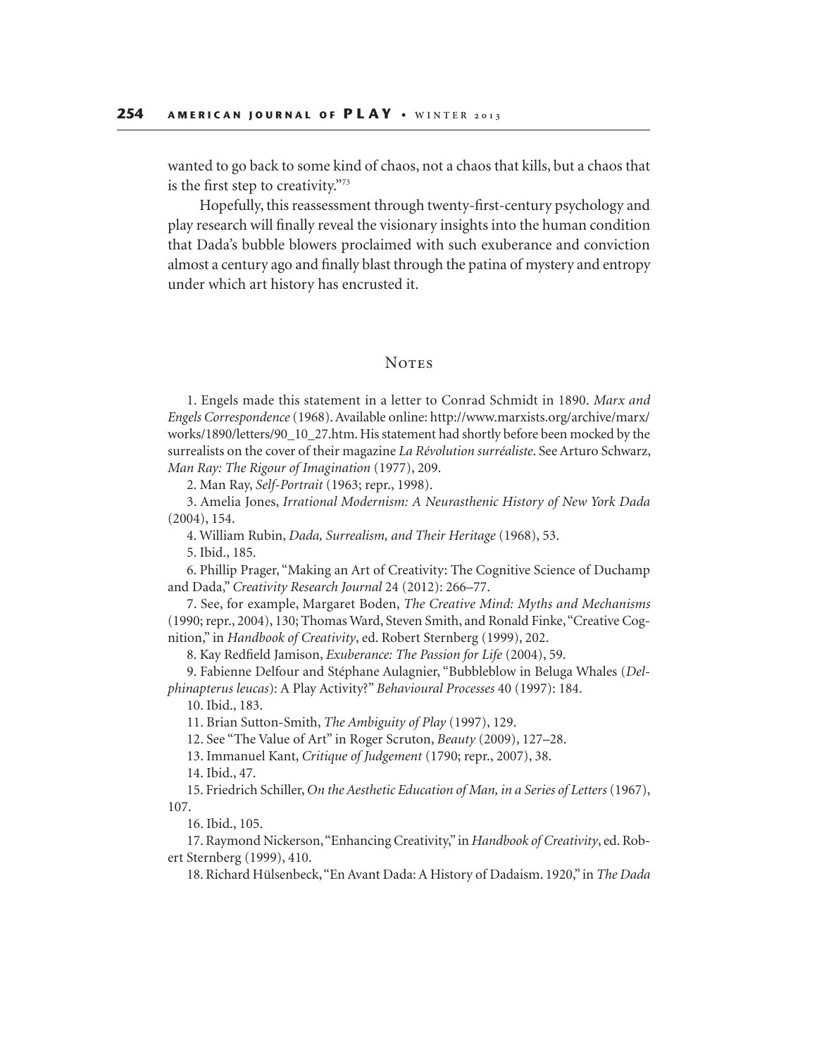wanted to go back to some kind of chaos, not a chaos that kills, but a chaos that is the first step to creativity."[73]

Hopefully, this reassessment through twenty-first-century psychology and play research will finally reveal the visionary insights into the human condition that Dada's bubble blowers proclaimed with such exuberance and conviction almost a century ago and finally blast through the patina of mystery and entropy under which art history has encrusted it.

## Notes

1. Engels made this statement in a letter to Conrad Schmidt in 1890. *Marx and Engels Correspondence* (1968). Available online: http://www.marxists.org/archive/marx/works/1890/letters/90_10_27.htm. His statement had shortly before been mocked by the surrealists on the cover of their magazine *La Révolution surréaliste*. See Arturo Schwarz, *Man Ray: The Rigour of Imagination* (1977), 209.

2. Man Ray, *Self-Portrait* (1963; repr., 1998).

3. Amelia Jones, *Irrational Modernism: A Neurasthenic History of New York Dada* (2004), 154.

4. William Rubin, *Dada, Surrealism, and Their Heritage* (1968), 53.

5. Ibid., 185.

6. Phillip Prager, "Making an Art of Creativity: The Cognitive Science of Duchamp and Dada," *Creativity Research Journal* 24 (2012): 266–77.

7. See, for example, Margaret Boden, *The Creative Mind: Myths and Mechanisms* (1990; repr., 2004), 130; Thomas Ward, Steven Smith, and Ronald Finke, "Creative Cognition," in *Handbook of Creativity*, ed. Robert Sternberg (1999), 202.

8. Kay Redfield Jamison, *Exuberance: The Passion for Life* (2004), 59.

9. Fabienne Delfour and Stéphane Aulagnier, "Bubbleblow in Beluga Whales (*Delphinapterus leucas*): A Play Activity?" *Behavioural Processes* 40 (1997): 184.

10. Ibid., 183.

11. Brian Sutton-Smith, *The Ambiguity of Play* (1997), 129.

12. See "The Value of Art" in Roger Scruton, *Beauty* (2009), 127–28.

13. Immanuel Kant, *Critique of Judgement* (1790; repr., 2007), 38.

14. Ibid., 47.

15. Friedrich Schiller, *On the Aesthetic Education of Man, in a Series of Letters* (1967), 107.

16. Ibid., 105.

17. Raymond Nickerson, "Enhancing Creativity," in *Handbook of Creativity*, ed. Robert Sternberg (1999), 410.

18. Richard Hülsenbeck, "En Avant Dada: A History of Dadaism. 1920," in *The Dada*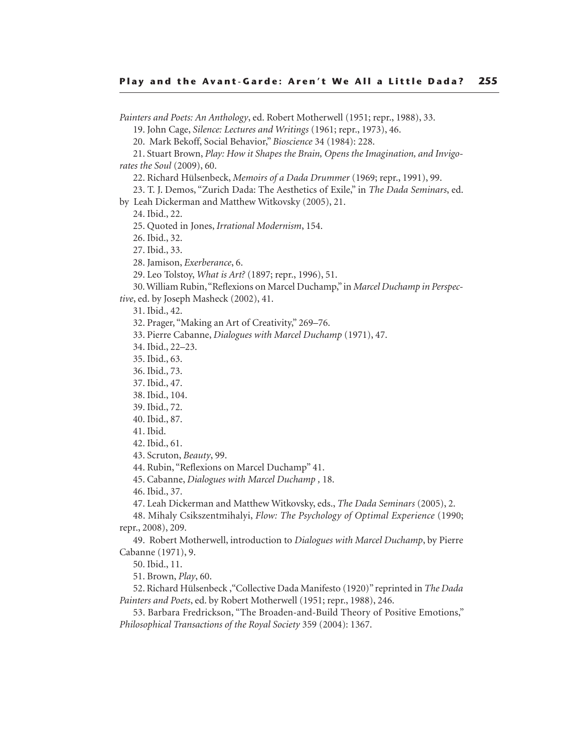*Painters and Poets: An Anthology*, ed. Robert Motherwell (1951; repr., 1988), 33.

19. John Cage, *Silence: Lectures and Writings* (1961; repr., 1973), 46.

20. Mark Bekoff, Social Behavior," *Bioscience* 34 (1984): 228.

21. Stuart Brown, *Play: How it Shapes the Brain, Opens the Imagination, and Invigorates the Soul* (2009), 60.

22. Richard Hülsenbeck, *Memoirs of a Dada Drummer* (1969; repr., 1991), 99.

23. T. J. Demos, "Zurich Dada: The Aesthetics of Exile," in *The Dada Seminars*, ed. by Leah Dickerman and Matthew Witkovsky (2005), 21.

24. Ibid., 22.

25. Quoted in Jones, *Irrational Modernism*, 154.

26. Ibid., 32.

27. Ibid., 33.

28. Jamison, *Exerberance*, 6.

29. Leo Tolstoy, *What is Art?* (1897; repr., 1996), 51.

30. William Rubin, "Reflexions on Marcel Duchamp," in *Marcel Duchamp in Perspective*, ed. by Joseph Masheck (2002), 41.

31. Ibid., 42.

32. Prager, "Making an Art of Creativity," 269–76.

33. Pierre Cabanne, *Dialogues with Marcel Duchamp* (1971), 47.

34. Ibid., 22–23.

35. Ibid., 63.

36. Ibid., 73.

37. Ibid., 47.

38. Ibid., 104.

39. Ibid., 72.

40. Ibid., 87.

41. Ibid.

42. Ibid., 61.

43. Scruton, *Beauty*, 99.

44. Rubin, "Reflexions on Marcel Duchamp" 41.

45. Cabanne, *Dialogues with Marcel Duchamp* , 18.

46. Ibid., 37.

47. Leah Dickerman and Matthew Witkovsky, eds., *The Dada Seminars* (2005), 2.

48. Mihaly Csikszentmihalyi, *Flow: The Psychology of Optimal Experience* (1990; repr., 2008), 209.

49. Robert Motherwell, introduction to *Dialogues with Marcel Duchamp*, by Pierre Cabanne (1971), 9.

50. Ibid., 11.

51. Brown, *Play*, 60.

52. Richard Hülsenbeck ,"Collective Dada Manifesto (1920)" reprinted in *The Dada Painters and Poets*, ed. by Robert Motherwell (1951; repr., 1988), 246.

53. Barbara Fredrickson, "The Broaden-and-Build Theory of Positive Emotions," *Philosophical Transactions of the Royal Society* 359 (2004): 1367.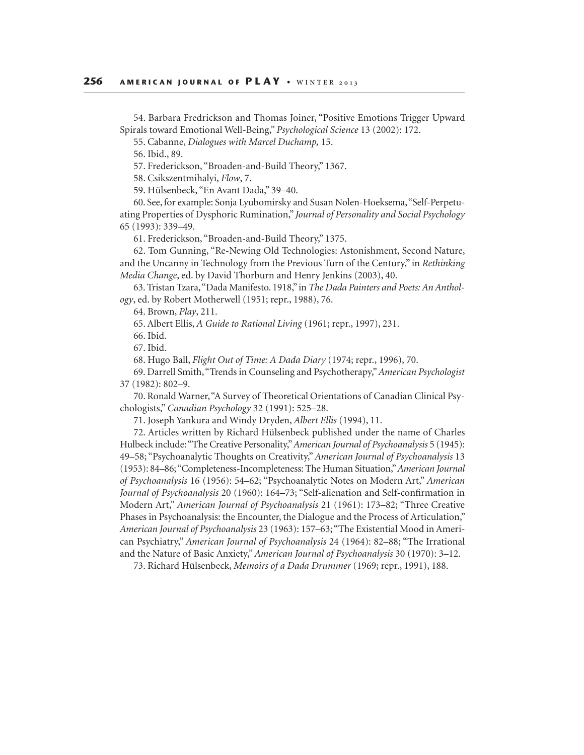54. Barbara Fredrickson and Thomas Joiner, "Positive Emotions Trigger Upward Spirals toward Emotional Well-Being," *Psychological Science* 13 (2002): 172.

55. Cabanne, *Dialogues with Marcel Duchamp,* 15.

56. Ibid., 89.

57. Frederickson, "Broaden-and-Build Theory," 1367.

58. Csikszentmihalyi, *Flow*, 7.

59. Hülsenbeck, "En Avant Dada," 39–40.

60. See, for example: Sonja Lyubomirsky and Susan Nolen-Hoeksema, "Self-Perpetuating Properties of Dysphoric Rumination," *Journal of Personality and Social Psychology* 65 (1993): 339–49.

61. Frederickson, "Broaden-and-Build Theory," 1375.

62. Tom Gunning, "Re-Newing Old Technologies: Astonishment, Second Nature, and the Uncanny in Technology from the Previous Turn of the Century," in *Rethinking Media Change*, ed. by David Thorburn and Henry Jenkins (2003), 40.

63. Tristan Tzara, "Dada Manifesto. 1918," in *The Dada Painters and Poets: An Anthology*, ed. by Robert Motherwell (1951; repr., 1988), 76.

64. Brown, *Play*, 211.

65. Albert Ellis, *A Guide to Rational Living* (1961; repr., 1997), 231.

66. Ibid.

67. Ibid.

68. Hugo Ball, *Flight Out of Time: A Dada Diary* (1974; repr., 1996), 70.

69. Darrell Smith, "Trends in Counseling and Psychotherapy," *American Psychologist* 37 (1982): 802–9.

70. Ronald Warner, "A Survey of Theoretical Orientations of Canadian Clinical Psychologists," *Canadian Psychology* 32 (1991): 525–28.

71. Joseph Yankura and Windy Dryden, *Albert Ellis* (1994), 11.

72. Articles written by Richard Hülsenbeck published under the name of Charles Hulbeck include: "The Creative Personality," *American Journal of Psychoanalysis* 5 (1945): 49–58; "Psychoanalytic Thoughts on Creativity," *American Journal of Psychoanalysis* 13 (1953): 84–86; "Completeness-Incompleteness: The Human Situation," *American Journal of Psychoanalysis* 16 (1956): 54–62; "Psychoanalytic Notes on Modern Art," *American Journal of Psychoanalysis* 20 (1960): 164–73; "Self-alienation and Self-confirmation in Modern Art," *American Journal of Psychoanalysis* 21 (1961): 173–82; "Three Creative Phases in Psychoanalysis: the Encounter, the Dialogue and the Process of Articulation," *American Journal of Psychoanalysis* 23 (1963): 157–63; "The Existential Mood in American Psychiatry," *American Journal of Psychoanalysis* 24 (1964): 82–88; "The Irrational and the Nature of Basic Anxiety," *American Journal of Psychoanalysis* 30 (1970): 3–12.

73. Richard Hülsenbeck, *Memoirs of a Dada Drummer* (1969; repr., 1991), 188.